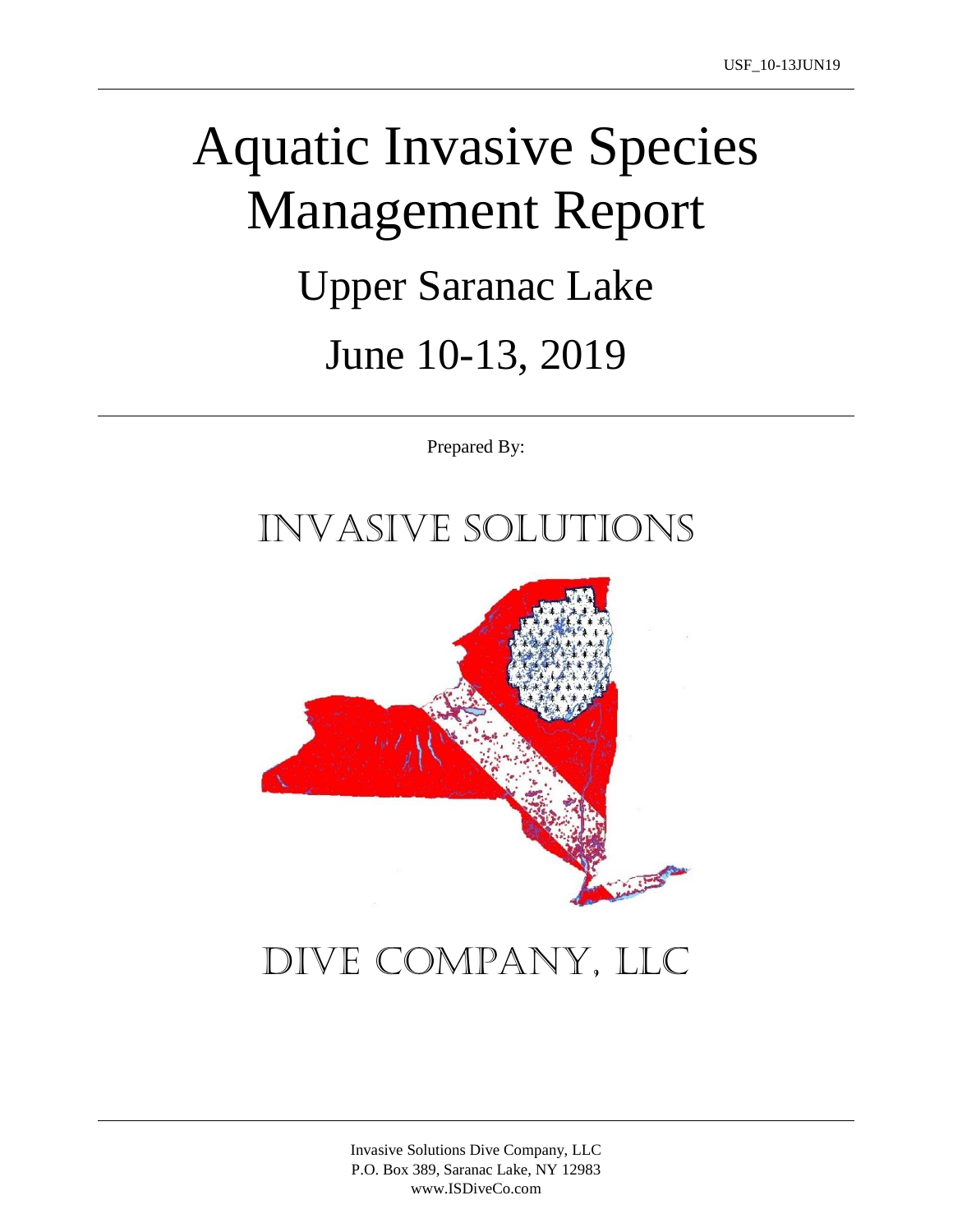# Aquatic Invasive Species Management Report

## Upper Saranac Lake

## June 10-13, 2019

Prepared By:

INVASIVE SOLUTIONS

DIVE COMPANY, LLC

Invasive Solutions Dive Company, LLC
P.O. Box 389, Saranac Lake, NY 12983
www.ISDiveCo.com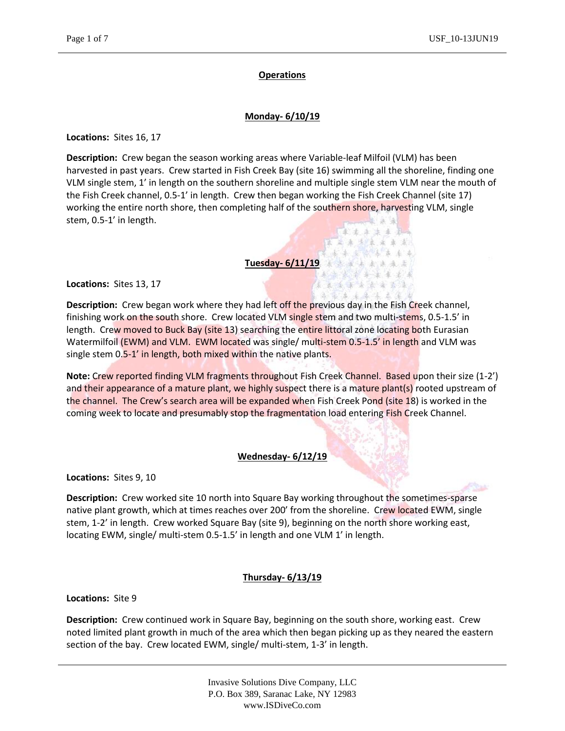## Operations

### Monday- 6/10/19

**Locations:** Sites 16, 17

**Description:** Crew began the season working areas where Variable-leaf Milfoil (VLM) has been harvested in past years. Crew started in Fish Creek Bay (site 16) swimming all the shoreline, finding one VLM single stem, 1' in length on the southern shoreline and multiple single stem VLM near the mouth of the Fish Creek channel, 0.5-1' in length. Crew then began working the Fish Creek Channel (site 17) working the entire north shore, then completing half of the southern shore, harvesting VLM, single stem, 0.5-1' in length.

### Tuesday- 6/11/19

**Locations:** Sites 13, 17

**Description:** Crew began work where they had left off the previous day in the Fish Creek channel, finishing work on the south shore. Crew located VLM single stem and two multi-stems, 0.5-1.5' in length. Crew moved to Buck Bay (site 13) searching the entire littoral zone locating both Eurasian Watermilfoil (EWM) and VLM. EWM located was single/ multi-stem 0.5-1.5' in length and VLM was single stem 0.5-1' in length, both mixed within the native plants.

**Note:** Crew reported finding VLM fragments throughout Fish Creek Channel. Based upon their size (1-2') and their appearance of a mature plant, we highly suspect there is a mature plant(s) rooted upstream of the channel. The Crew's search area will be expanded when Fish Creek Pond (site 18) is worked in the coming week to locate and presumably stop the fragmentation load entering Fish Creek Channel.

### Wednesday- 6/12/19

**Locations:** Sites 9, 10

**Description:** Crew worked site 10 north into Square Bay working throughout the sometimes-sparse native plant growth, which at times reaches over 200' from the shoreline. Crew located EWM, single stem, 1-2' in length. Crew worked Square Bay (site 9), beginning on the north shore working east, locating EWM, single/ multi-stem 0.5-1.5' in length and one VLM 1' in length.

### Thursday- 6/13/19

**Locations:** Site 9

**Description:** Crew continued work in Square Bay, beginning on the south shore, working east. Crew noted limited plant growth in much of the area which then began picking up as they neared the eastern section of the bay. Crew located EWM, single/ multi-stem, 1-3' in length.

Invasive Solutions Dive Company, LLC
P.O. Box 389, Saranac Lake, NY 12983
www.ISDiveCo.com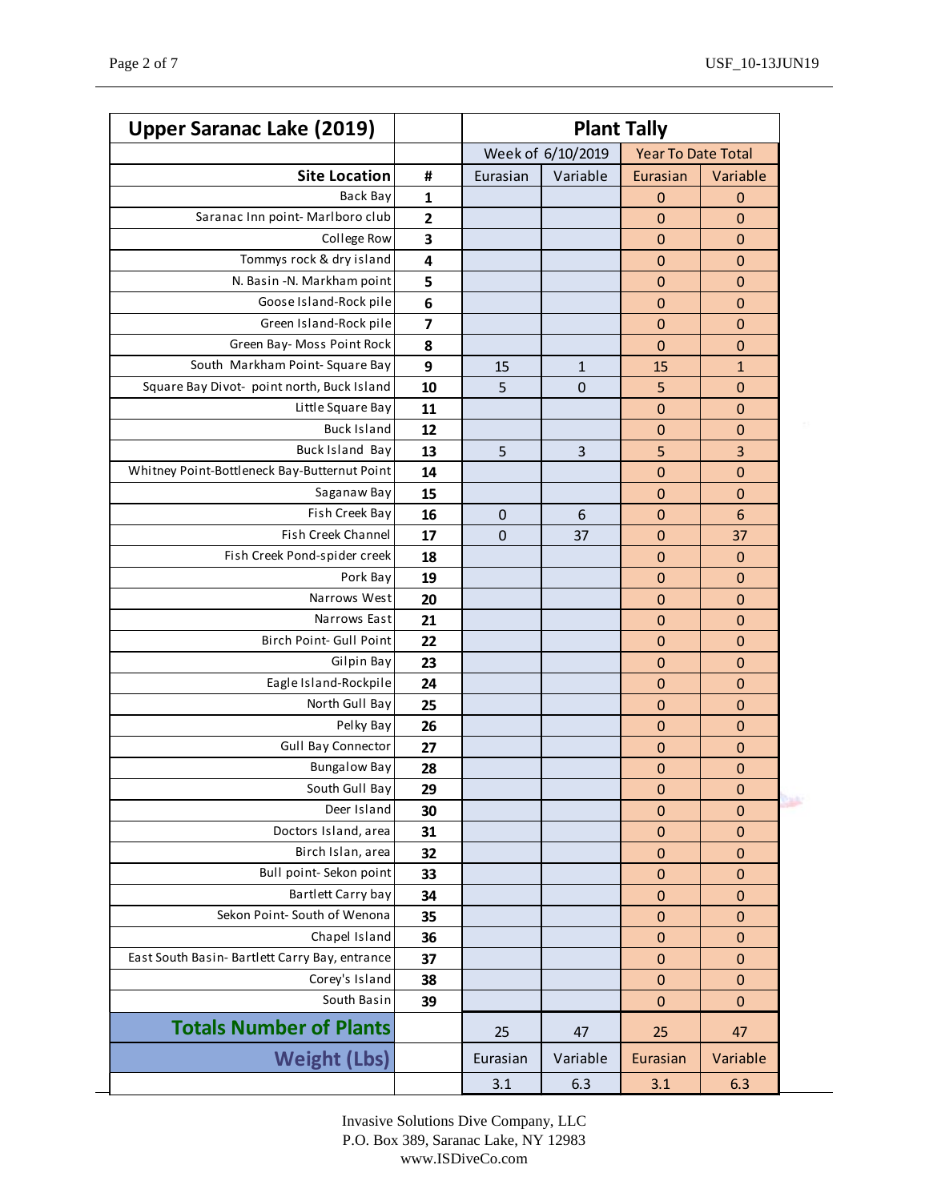| Upper Saranac Lake (2019) | | Plant Tally | | | |
|---|---|---|---|---|---|
| | | Week of 6/10/2019 | | Year To Date Total | |
| **Site Location** | **#** | Eurasian | Variable | Eurasian | Variable |
| Back Bay | **1** | | | 0 | 0 |
| Saranac Inn point- Marlboro club | **2** | | | 0 | 0 |
| College Row | **3** | | | 0 | 0 |
| Tommys rock & dry island | **4** | | | 0 | 0 |
| N. Basin -N. Markham point | **5** | | | 0 | 0 |
| Goose Island-Rock pile | **6** | | | 0 | 0 |
| Green Island-Rock pile | **7** | | | 0 | 0 |
| Green Bay- Moss Point Rock | **8** | | | 0 | 0 |
| South Markham Point- Square Bay | **9** | 15 | 1 | 15 | 1 |
| Square Bay Divot- point north, Buck Island | **10** | 5 | 0 | 5 | 0 |
| Little Square Bay | **11** | | | 0 | 0 |
| Buck Island | **12** | | | 0 | 0 |
| Buck Island Bay | **13** | 5 | 3 | 5 | 3 |
| Whitney Point-Bottleneck Bay-Butternut Point | **14** | | | 0 | 0 |
| Saganaw Bay | **15** | | | 0 | 0 |
| Fish Creek Bay | **16** | 0 | 6 | 0 | 6 |
| Fish Creek Channel | **17** | 0 | 37 | 0 | 37 |
| Fish Creek Pond-spider creek | **18** | | | 0 | 0 |
| Pork Bay | **19** | | | 0 | 0 |
| Narrows West | **20** | | | 0 | 0 |
| Narrows East | **21** | | | 0 | 0 |
| Birch Point- Gull Point | **22** | | | 0 | 0 |
| Gilpin Bay | **23** | | | 0 | 0 |
| Eagle Island-Rockpile | **24** | | | 0 | 0 |
| North Gull Bay | **25** | | | 0 | 0 |
| Pelky Bay | **26** | | | 0 | 0 |
| Gull Bay Connector | **27** | | | 0 | 0 |
| Bungalow Bay | **28** | | | 0 | 0 |
| South Gull Bay | **29** | | | 0 | 0 |
| Deer Island | **30** | | | 0 | 0 |
| Doctors Island, area | **31** | | | 0 | 0 |
| Birch Islan, area | **32** | | | 0 | 0 |
| Bull point- Sekon point | **33** | | | 0 | 0 |
| Bartlett Carry bay | **34** | | | 0 | 0 |
| Sekon Point- South of Wenona | **35** | | | 0 | 0 |
| Chapel Island | **36** | | | 0 | 0 |
| East South Basin- Bartlett Carry Bay, entrance | **37** | | | 0 | 0 |
| Corey's Island | **38** | | | 0 | 0 |
| South Basin | **39** | | | 0 | 0 |
| **Totals Number of Plants** | | 25 | 47 | 25 | 47 |
| **Weight (Lbs)** | | Eurasian | Variable | Eurasian | Variable |
| | | 3.1 | 6.3 | 3.1 | 6.3 |

Invasive Solutions Dive Company, LLC
P.O. Box 389, Saranac Lake, NY 12983
www.ISDiveCo.com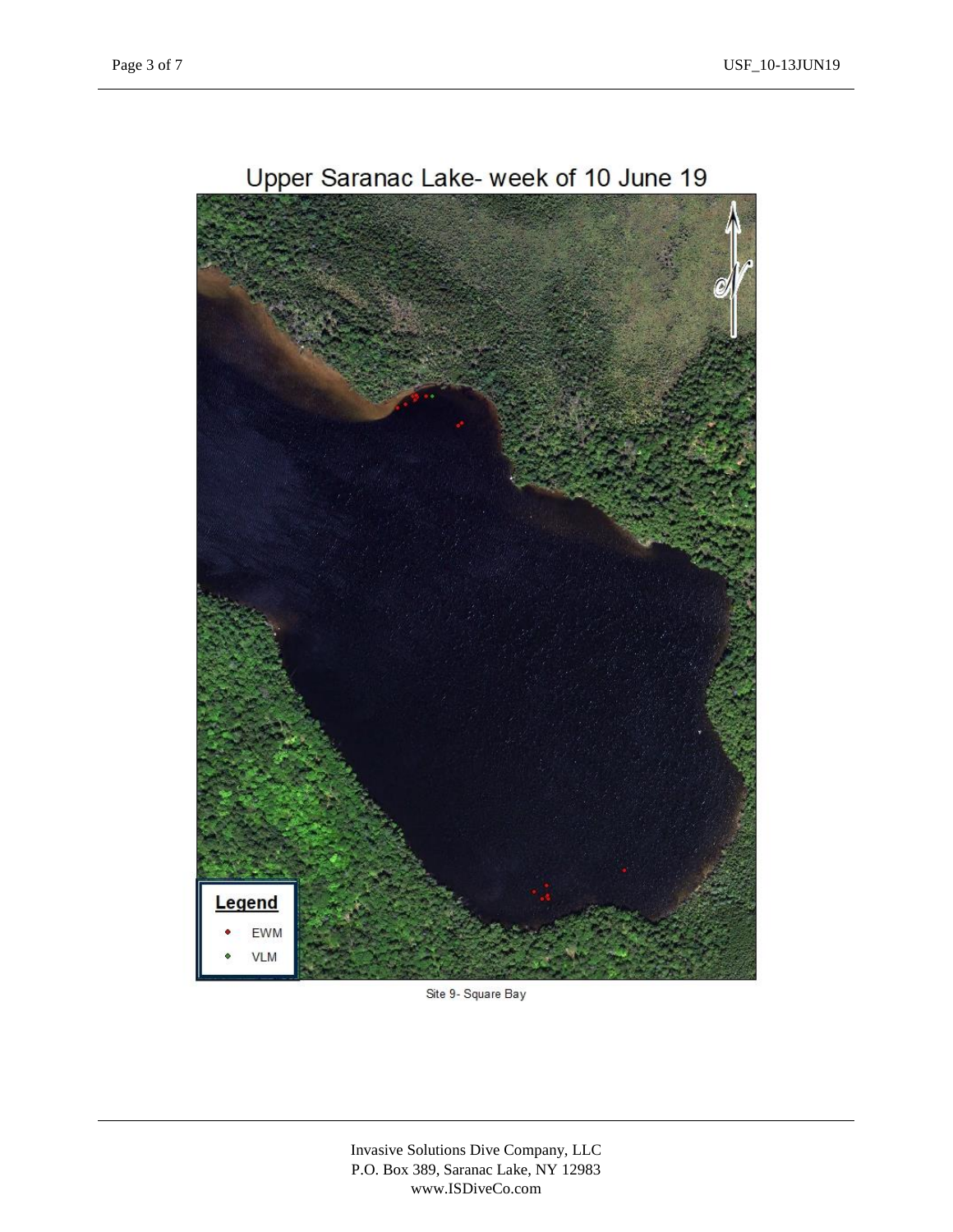Upper Saranac Lake- week of 10 June 19

Legend

- EWM
- VLM

Site 9- Square Bay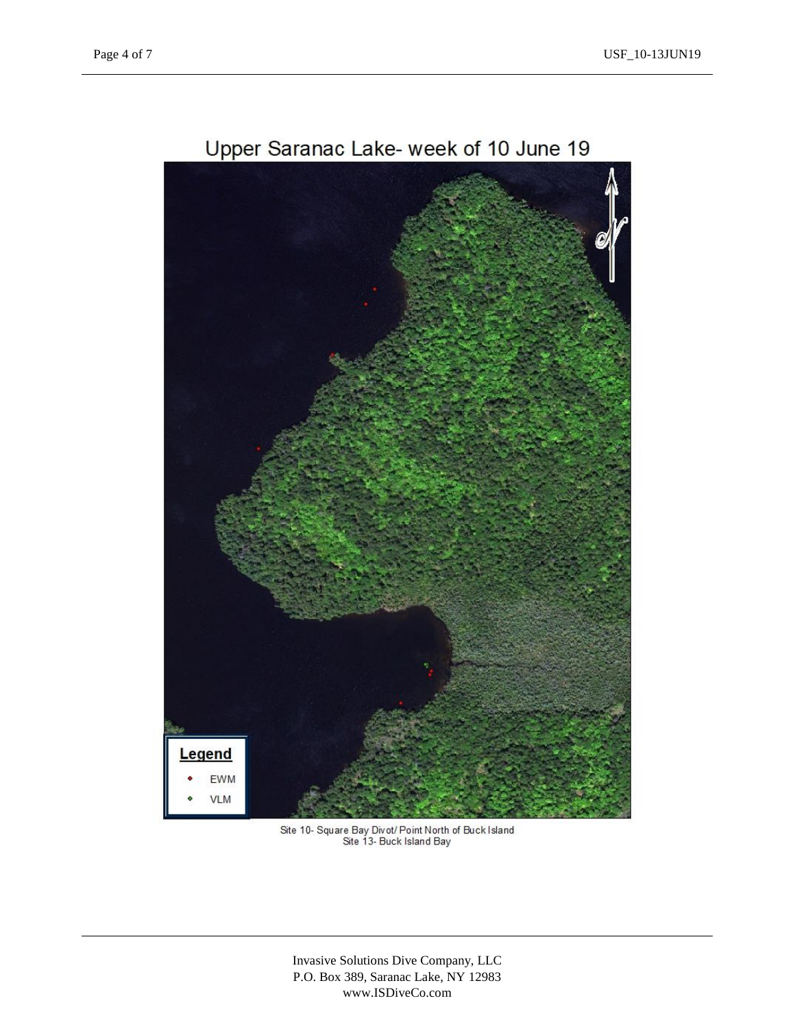# Upper Saranac Lake- week of 10 June 19

**Legend**

- EWM
- VLM

Site 10- Square Bay Divot/ Point North of Buck Island
Site 13- Buck Island Bay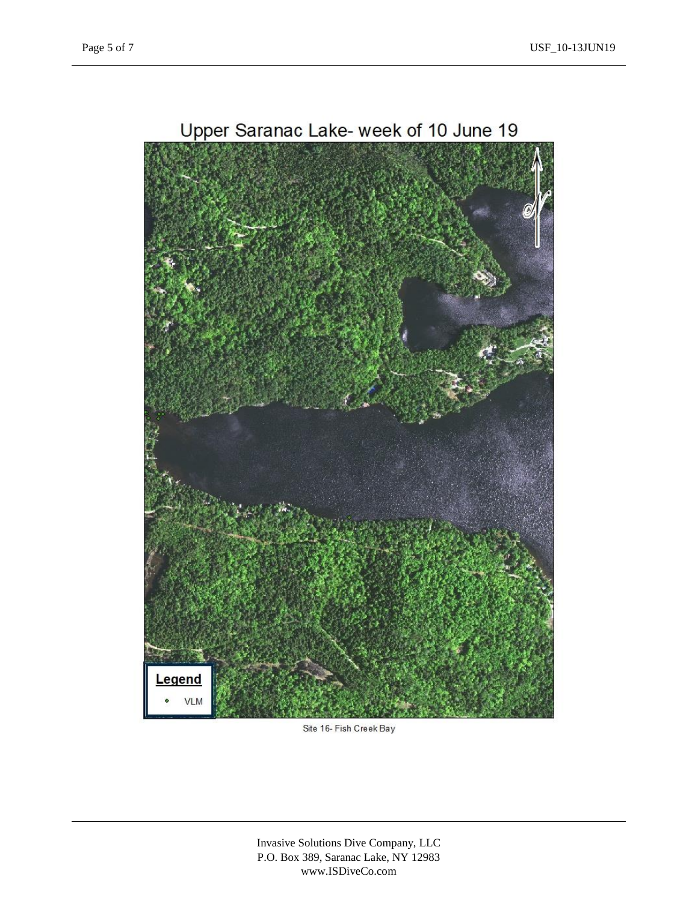Upper Saranac Lake- week of 10 June 19

Legend

VLM

Site 16- Fish Creek Bay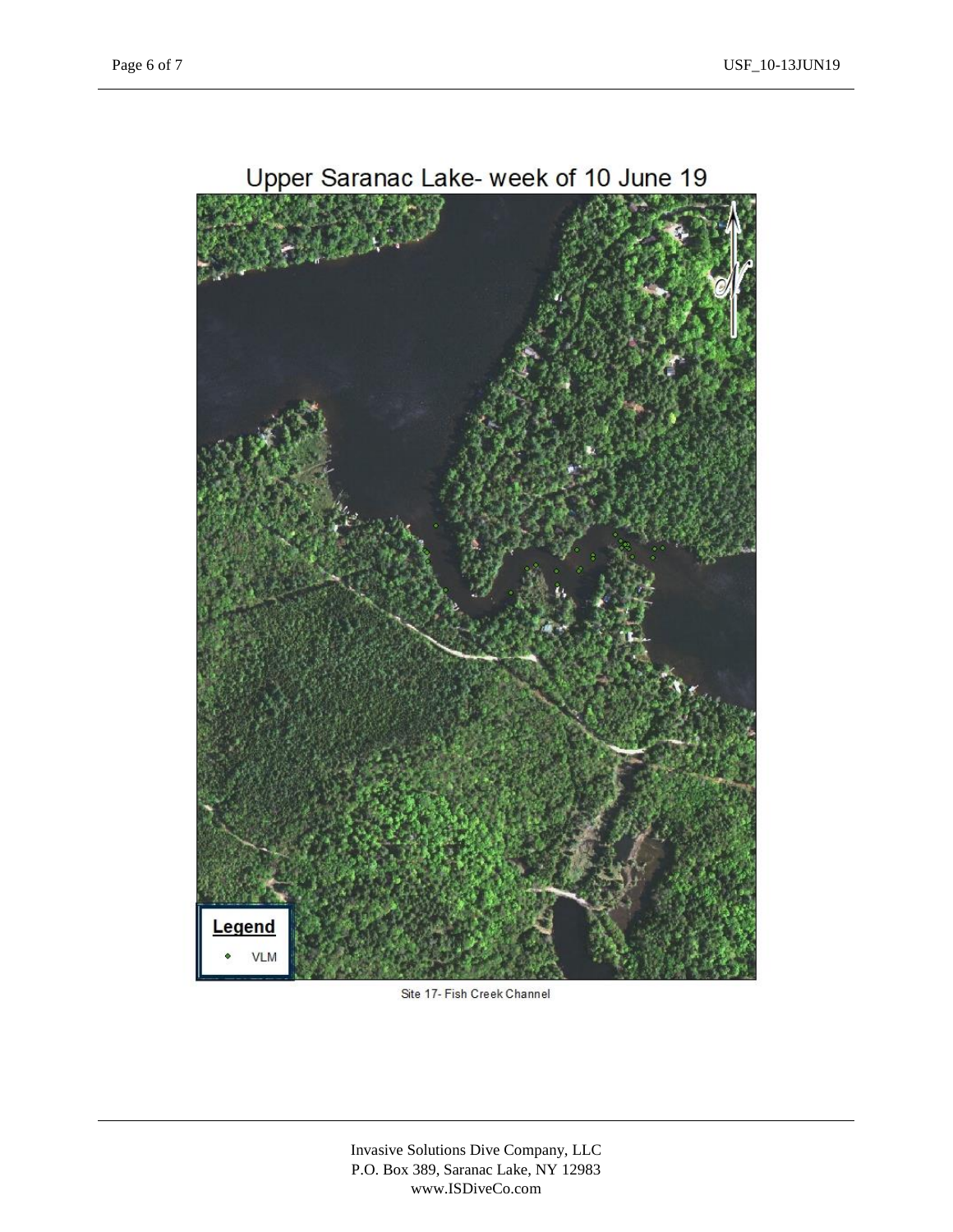Upper Saranac Lake- week of 10 June 19

Legend

VLM

Site 17- Fish Creek Channel

Invasive Solutions Dive Company, LLC
P.O. Box 389, Saranac Lake, NY 12983
www.ISDiveCo.com